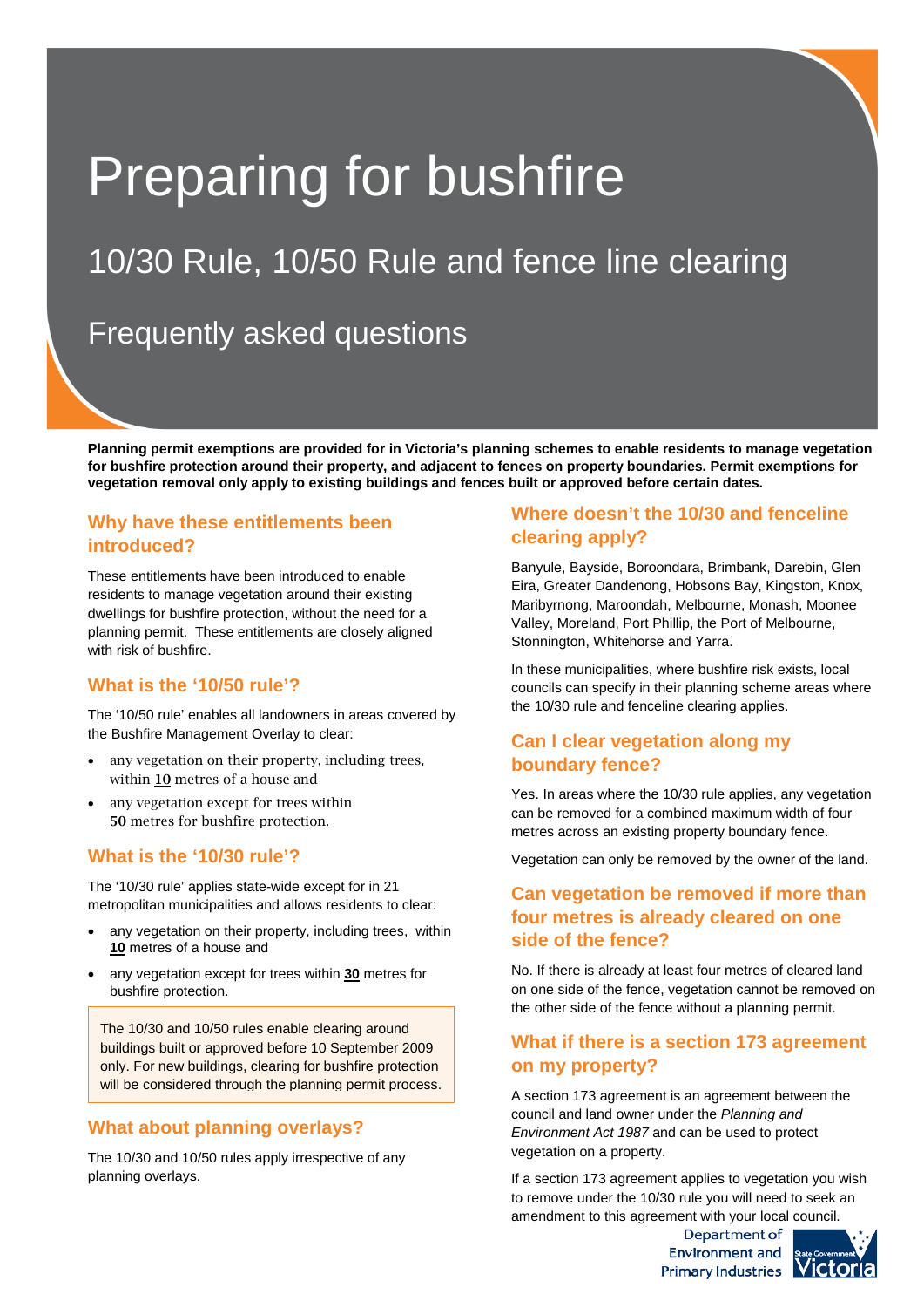# Preparing for bushfire

## 10/30 Rule, 10/50 Rule and fence line clearing

## Frequently asked questions

**Planning permit exemptions are provided for in Victoria's planning schemes to enable residents to manage vegetation for bushfire protection around their property, and adjacent to fences on property boundaries. Permit exemptions for vegetation removal only apply to existing buildings and fences built or approved before certain dates.**

### Why have these entitlements been introduced?

These entitlements have been introduced to enable residents to manage vegetation around their existing dwellings for bushfire protection, without the need for a planning permit. These entitlements are closely aligned with risk of bushfire.

### What is the '10/50 rule'?

The '10/50 rule' enables all landowners in areas covered by the Bushfire Management Overlay to clear:

- any vegetation on their property, including trees, within **10** metres of a house and
- any vegetation except for trees within **50** metres for bushfire protection.

### What is the '10/30 rule'?

The '10/30 rule' applies state-wide except for in 21 metropolitan municipalities and allows residents to clear:

- any vegetation on their property, including trees, within **10** metres of a house and
- any vegetation except for trees within **30** metres for bushfire protection.

> The 10/30 and 10/50 rules enable clearing around buildings built or approved before 10 September 2009 only. For new buildings, clearing for bushfire protection will be considered through the planning permit process.

### What about planning overlays?

The 10/30 and 10/50 rules apply irrespective of any planning overlays.

### Where doesn't the 10/30 and fenceline clearing apply?

Banyule, Bayside, Boroondara, Brimbank, Darebin, Glen Eira, Greater Dandenong, Hobsons Bay, Kingston, Knox, Maribyrnong, Maroondah, Melbourne, Monash, Moonee Valley, Moreland, Port Phillip, the Port of Melbourne, Stonnington, Whitehorse and Yarra.

In these municipalities, where bushfire risk exists, local councils can specify in their planning scheme areas where the 10/30 rule and fenceline clearing applies.

### Can I clear vegetation along my boundary fence?

Yes. In areas where the 10/30 rule applies, any vegetation can be removed for a combined maximum width of four metres across an existing property boundary fence.

Vegetation can only be removed by the owner of the land.

### Can vegetation be removed if more than four metres is already cleared on one side of the fence?

No. If there is already at least four metres of cleared land on one side of the fence, vegetation cannot be removed on the other side of the fence without a planning permit.

### What if there is a section 173 agreement on my property?

A section 173 agreement is an agreement between the council and land owner under the *Planning and Environment Act 1987* and can be used to protect vegetation on a property.

If a section 173 agreement applies to vegetation you wish to remove under the 10/30 rule you will need to seek an amendment to this agreement with your local council.

Department of Environment and Primary Industries

State Government Victoria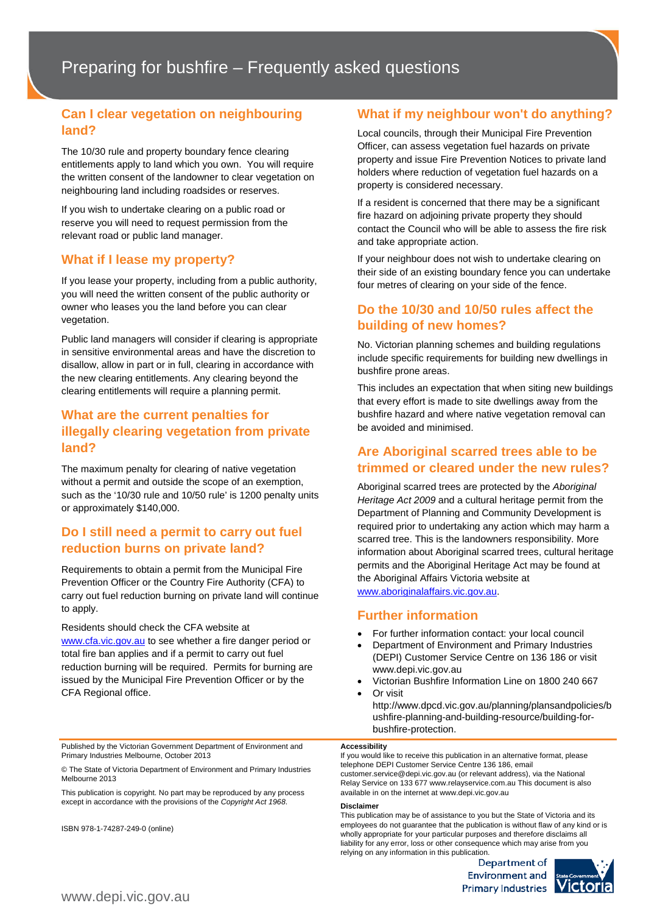# Preparing for bushfire – Frequently asked questions

## Can I clear vegetation on neighbouring land?

The 10/30 rule and property boundary fence clearing entitlements apply to land which you own. You will require the written consent of the landowner to clear vegetation on neighbouring land including roadsides or reserves.

If you wish to undertake clearing on a public road or reserve you will need to request permission from the relevant road or public land manager.

## What if I lease my property?

If you lease your property, including from a public authority, you will need the written consent of the public authority or owner who leases you the land before you can clear vegetation.

Public land managers will consider if clearing is appropriate in sensitive environmental areas and have the discretion to disallow, allow in part or in full, clearing in accordance with the new clearing entitlements. Any clearing beyond the clearing entitlements will require a planning permit.

## What are the current penalties for illegally clearing vegetation from private land?

The maximum penalty for clearing of native vegetation without a permit and outside the scope of an exemption, such as the '10/30 rule and 10/50 rule' is 1200 penalty units or approximately $140,000.

## Do I still need a permit to carry out fuel reduction burns on private land?

Requirements to obtain a permit from the Municipal Fire Prevention Officer or the Country Fire Authority (CFA) to carry out fuel reduction burning on private land will continue to apply.

Residents should check the CFA website at www.cfa.vic.gov.au to see whether a fire danger period or total fire ban applies and if a permit to carry out fuel reduction burning will be required. Permits for burning are issued by the Municipal Fire Prevention Officer or by the CFA Regional office.

## What if my neighbour won't do anything?

Local councils, through their Municipal Fire Prevention Officer, can assess vegetation fuel hazards on private property and issue Fire Prevention Notices to private land holders where reduction of vegetation fuel hazards on a property is considered necessary.

If a resident is concerned that there may be a significant fire hazard on adjoining private property they should contact the Council who will be able to assess the fire risk and take appropriate action.

If your neighbour does not wish to undertake clearing on their side of an existing boundary fence you can undertake four metres of clearing on your side of the fence.

## Do the 10/30 and 10/50 rules affect the building of new homes?

No. Victorian planning schemes and building regulations include specific requirements for building new dwellings in bushfire prone areas.

This includes an expectation that when siting new buildings that every effort is made to site dwellings away from the bushfire hazard and where native vegetation removal can be avoided and minimised.

## Are Aboriginal scarred trees able to be trimmed or cleared under the new rules?

Aboriginal scarred trees are protected by the *Aboriginal Heritage Act 2009* and a cultural heritage permit from the Department of Planning and Community Development is required prior to undertaking any action which may harm a scarred tree. This is the landowners responsibility. More information about Aboriginal scarred trees, cultural heritage permits and the Aboriginal Heritage Act may be found at the Aboriginal Affairs Victoria website at www.aboriginalaffairs.vic.gov.au.

## Further information

- For further information contact: your local council
- Department of Environment and Primary Industries (DEPI) Customer Service Centre on 136 186 or visit www.depi.vic.gov.au
- Victorian Bushfire Information Line on 1800 240 667
- Or visit http://www.dpcd.vic.gov.au/planning/plansandpolicies/bushfire-planning-and-building-resource/building-for-bushfire-protection.

Published by the Victorian Government Department of Environment and Primary Industries Melbourne, October 2013

© The State of Victoria Department of Environment and Primary Industries Melbourne 2013

This publication is copyright. No part may be reproduced by any process except in accordance with the provisions of the *Copyright Act 1968*.

ISBN 978-1-74287-249-0 (online)

**Accessibility**

If you would like to receive this publication in an alternative format, please telephone DEPI Customer Service Centre 136 186, email customer.service@depi.vic.gov.au (or relevant address), via the National Relay Service on 133 677 www.relayservice.com.au This document is also available in on the internet at www.depi.vic.gov.au

**Disclaimer**

This publication may be of assistance to you but the State of Victoria and its employees do not guarantee that the publication is without flaw of any kind or is wholly appropriate for your particular purposes and therefore disclaims all liability for any error, loss or other consequence which may arise from you relying on any information in this publication.

Department of Environment and Primary Industries

State Government Victoria

www.depi.vic.gov.au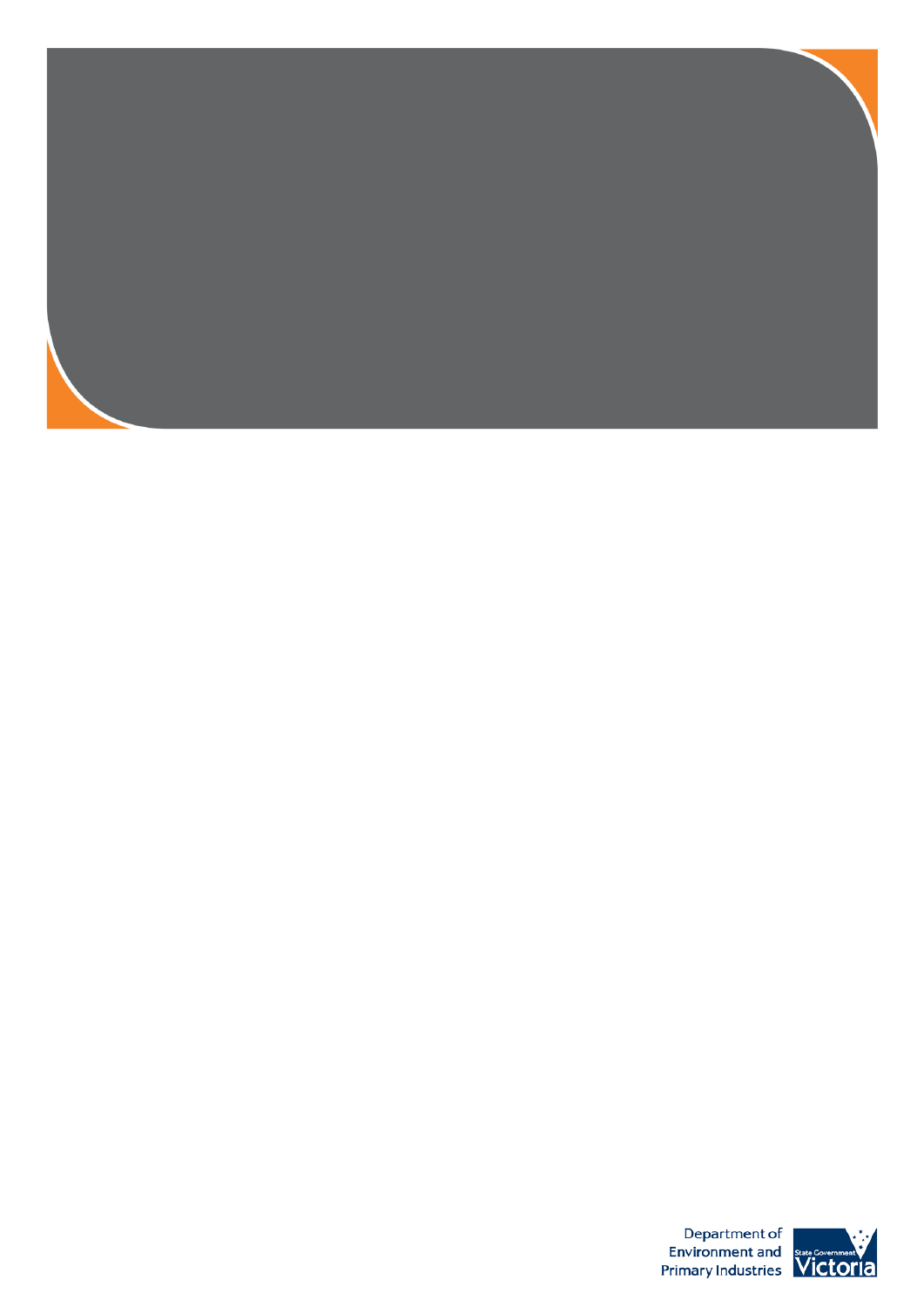Department of
Environment and
Primary Industries

State Government
Victoria